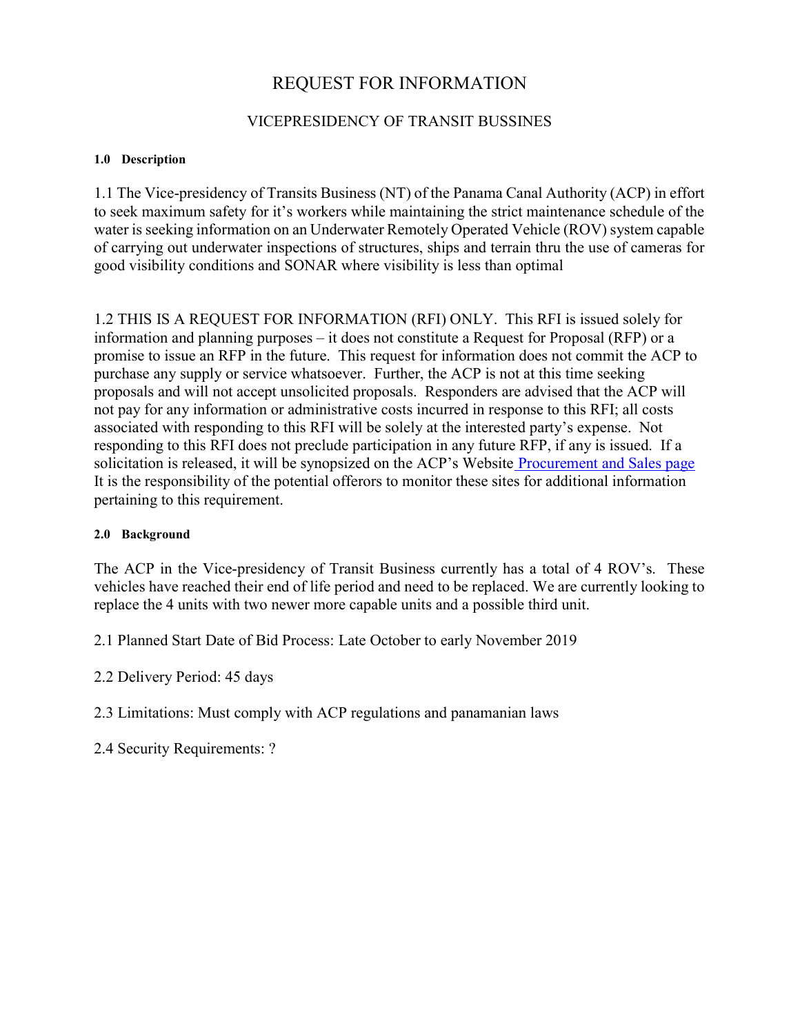# REQUEST FOR INFORMATION

## VICEPRESIDENCY OF TRANSIT BUSSINES

### 1.0 Description

1.1 The Vice-presidency of Transits Business (NT) of the Panama Canal Authority (ACP) in effort to seek maximum safety for it's workers while maintaining the strict maintenance schedule of the water is seeking information on an Underwater Remotely Operated Vehicle (ROV) system capable of carrying out underwater inspections of structures, ships and terrain thru the use of cameras for good visibility conditions and SONAR where visibility is less than optimal

1.2 THIS IS A REQUEST FOR INFORMATION (RFI) ONLY. This RFI is issued solely for information and planning purposes – it does not constitute a Request for Proposal (RFP) or a promise to issue an RFP in the future. This request for information does not commit the ACP to purchase any supply or service whatsoever. Further, the ACP is not at this time seeking proposals and will not accept unsolicited proposals. Responders are advised that the ACP will not pay for any information or administrative costs incurred in response to this RFI; all costs associated with responding to this RFI will be solely at the interested party's expense. Not responding to this RFI does not preclude participation in any future RFP, if any is issued. If a solicitation is released, it will be synopsized on the ACP's Website Procurement and Sales page It is the responsibility of the potential offerors to monitor these sites for additional information pertaining to this requirement.

### 2.0 Background

The ACP in the Vice-presidency of Transit Business currently has a total of 4 ROV's. These vehicles have reached their end of life period and need to be replaced. We are currently looking to replace the 4 units with two newer more capable units and a possible third unit.

2.1 Planned Start Date of Bid Process: Late October to early November 2019

2.2 Delivery Period: 45 days

2.3 Limitations: Must comply with ACP regulations and panamanian laws

2.4 Security Requirements: ?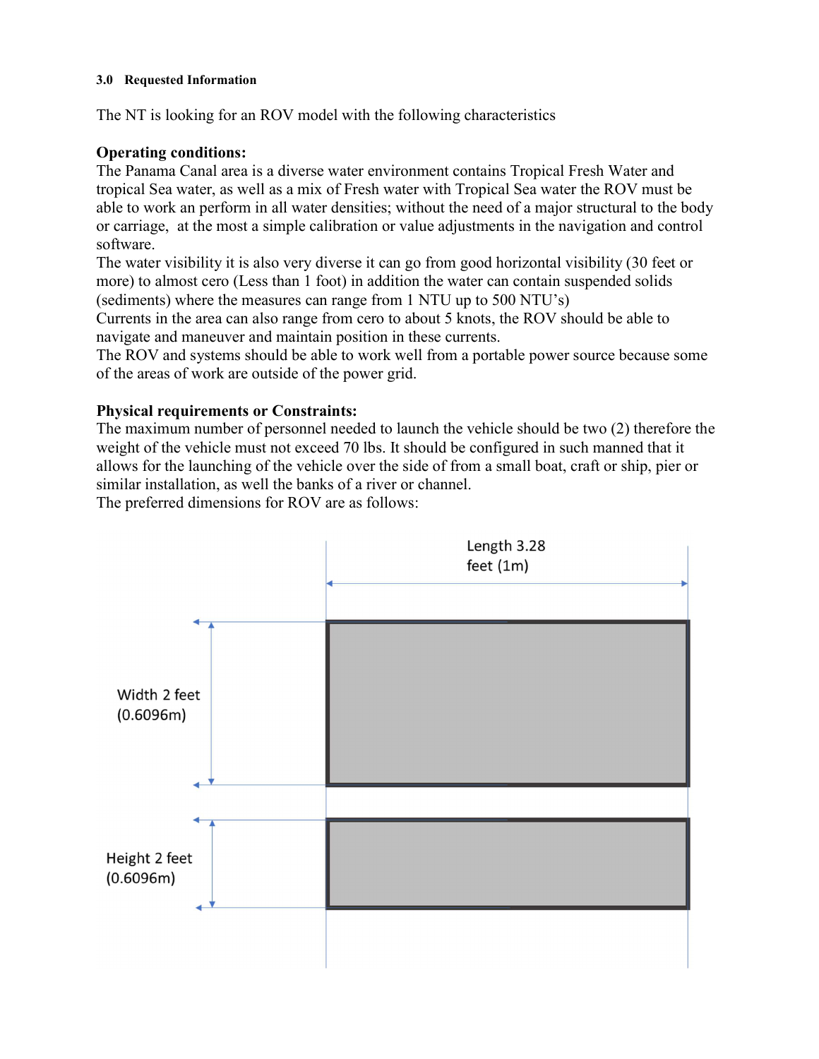#### 3.0 Requested Information

The NT is looking for an ROV model with the following characteristics

**Operating conditions:**
The Panama Canal area is a diverse water environment contains Tropical Fresh Water and tropical Sea water, as well as a mix of Fresh water with Tropical Sea water the ROV must be able to work an perform in all water densities; without the need of a major structural to the body or carriage, at the most a simple calibration or value adjustments in the navigation and control software.
The water visibility it is also very diverse it can go from good horizontal visibility (30 feet or more) to almost cero (Less than 1 foot) in addition the water can contain suspended solids (sediments) where the measures can range from 1 NTU up to 500 NTU's)
Currents in the area can also range from cero to about 5 knots, the ROV should be able to navigate and maneuver and maintain position in these currents.
The ROV and systems should be able to work well from a portable power source because some of the areas of work are outside of the power grid.

**Physical requirements or Constraints:**
The maximum number of personnel needed to launch the vehicle should be two (2) therefore the weight of the vehicle must not exceed 70 lbs. It should be configured in such manned that it allows for the launching of the vehicle over the side of from a small boat, craft or ship, pier or similar installation, as well the banks of a river or channel.
The preferred dimensions for ROV are as follows:

Length 3.28 feet (1m)

Width 2 feet (0.6096m)

Height 2 feet (0.6096m)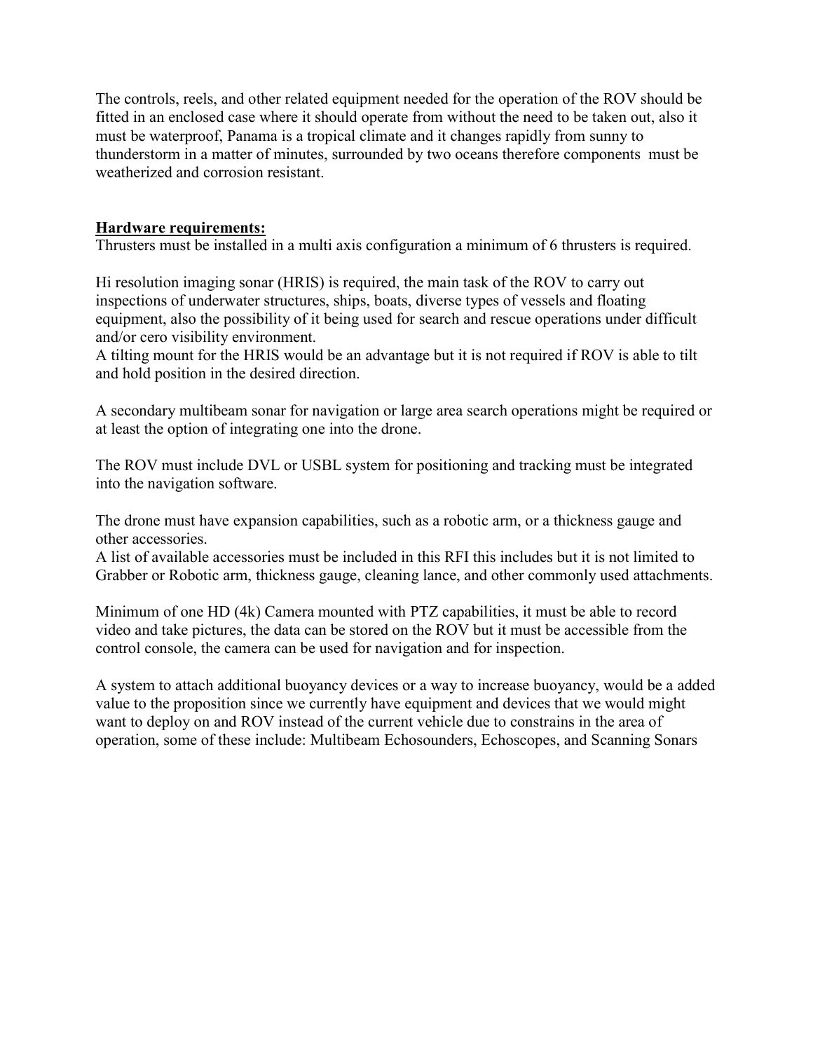The controls, reels, and other related equipment needed for the operation of the ROV should be fitted in an enclosed case where it should operate from without the need to be taken out, also it must be waterproof, Panama is a tropical climate and it changes rapidly from sunny to thunderstorm in a matter of minutes, surrounded by two oceans therefore components must be weatherized and corrosion resistant.

**Hardware requirements:**

Thrusters must be installed in a multi axis configuration a minimum of 6 thrusters is required.

Hi resolution imaging sonar (HRIS) is required, the main task of the ROV to carry out inspections of underwater structures, ships, boats, diverse types of vessels and floating equipment, also the possibility of it being used for search and rescue operations under difficult and/or cero visibility environment.
A tilting mount for the HRIS would be an advantage but it is not required if ROV is able to tilt and hold position in the desired direction.

A secondary multibeam sonar for navigation or large area search operations might be required or at least the option of integrating one into the drone.

The ROV must include DVL or USBL system for positioning and tracking must be integrated into the navigation software.

The drone must have expansion capabilities, such as a robotic arm, or a thickness gauge and other accessories.
A list of available accessories must be included in this RFI this includes but it is not limited to Grabber or Robotic arm, thickness gauge, cleaning lance, and other commonly used attachments.

Minimum of one HD (4k) Camera mounted with PTZ capabilities, it must be able to record video and take pictures, the data can be stored on the ROV but it must be accessible from the control console, the camera can be used for navigation and for inspection.

A system to attach additional buoyancy devices or a way to increase buoyancy, would be a added value to the proposition since we currently have equipment and devices that we would might want to deploy on and ROV instead of the current vehicle due to constrains in the area of operation, some of these include: Multibeam Echosounders, Echoscopes, and Scanning Sonars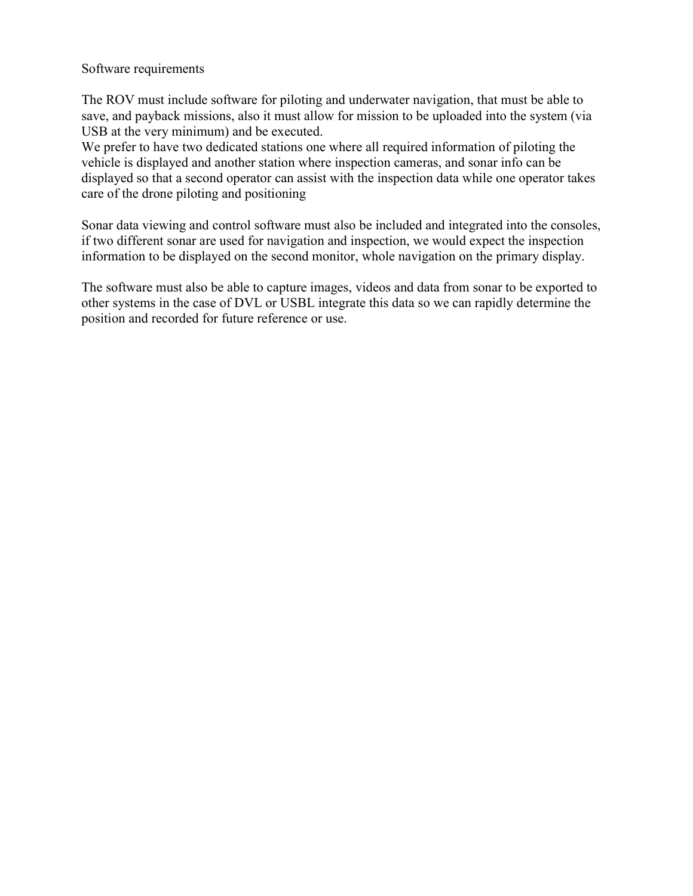Software requirements

The ROV must include software for piloting and underwater navigation, that must be able to save, and payback missions, also it must allow for mission to be uploaded into the system (via USB at the very minimum) and be executed.
We prefer to have two dedicated stations one where all required information of piloting the vehicle is displayed and another station where inspection cameras, and sonar info can be displayed so that a second operator can assist with the inspection data while one operator takes care of the drone piloting and positioning

Sonar data viewing and control software must also be included and integrated into the consoles, if two different sonar are used for navigation and inspection, we would expect the inspection information to be displayed on the second monitor, whole navigation on the primary display.

The software must also be able to capture images, videos and data from sonar to be exported to other systems in the case of DVL or USBL integrate this data so we can rapidly determine the position and recorded for future reference or use.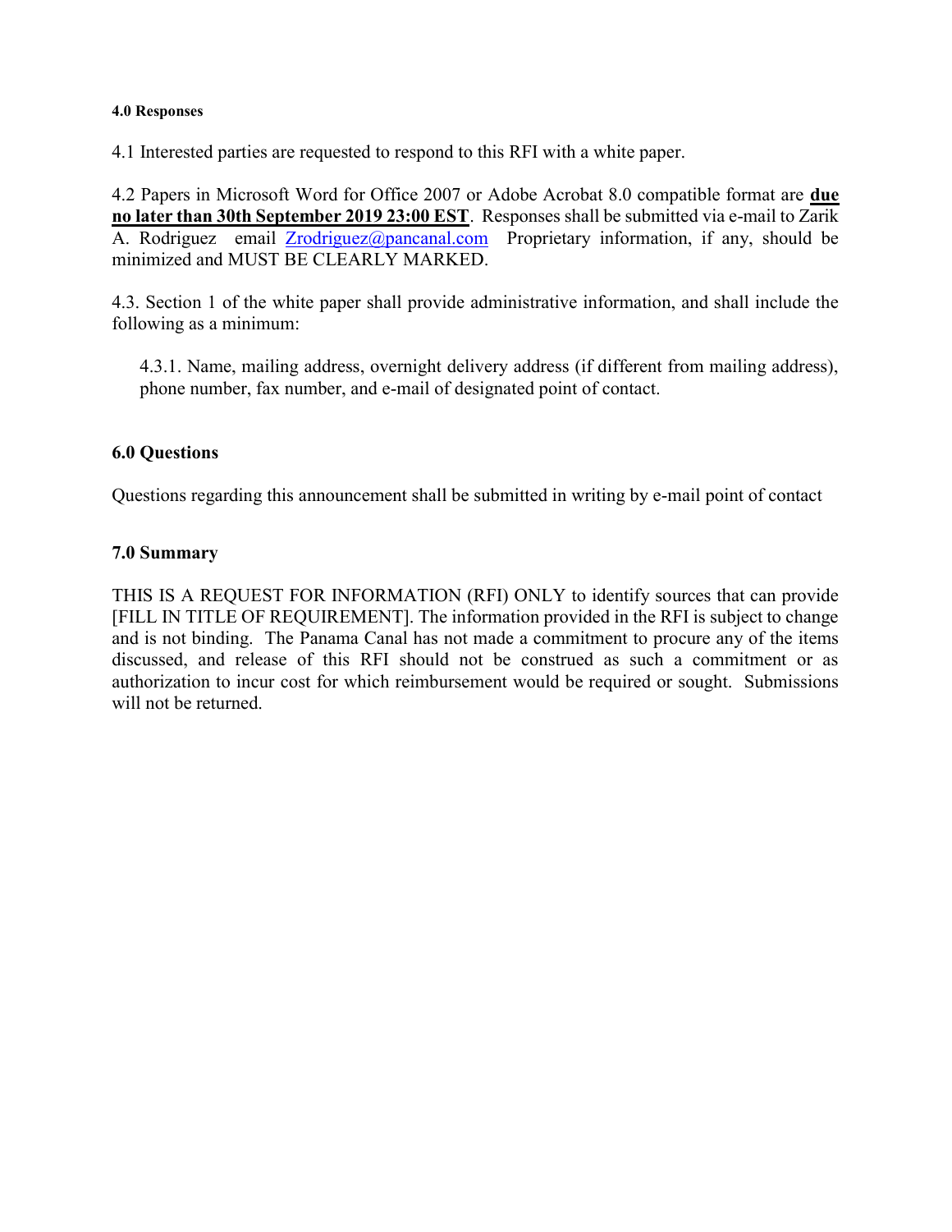#### 4.0 Responses

4.1 Interested parties are requested to respond to this RFI with a white paper.

4.2 Papers in Microsoft Word for Office 2007 or Adobe Acrobat 8.0 compatible format are **due no later than 30th September 2019 23:00 EST**. Responses shall be submitted via e-mail to Zarik A. Rodriguez email Zrodriguez@pancanal.com Proprietary information, if any, should be minimized and MUST BE CLEARLY MARKED.

4.3. Section 1 of the white paper shall provide administrative information, and shall include the following as a minimum:

4.3.1. Name, mailing address, overnight delivery address (if different from mailing address), phone number, fax number, and e-mail of designated point of contact.

### 6.0 Questions

Questions regarding this announcement shall be submitted in writing by e-mail point of contact

### 7.0 Summary

THIS IS A REQUEST FOR INFORMATION (RFI) ONLY to identify sources that can provide [FILL IN TITLE OF REQUIREMENT]. The information provided in the RFI is subject to change and is not binding. The Panama Canal has not made a commitment to procure any of the items discussed, and release of this RFI should not be construed as such a commitment or as authorization to incur cost for which reimbursement would be required or sought. Submissions will not be returned.